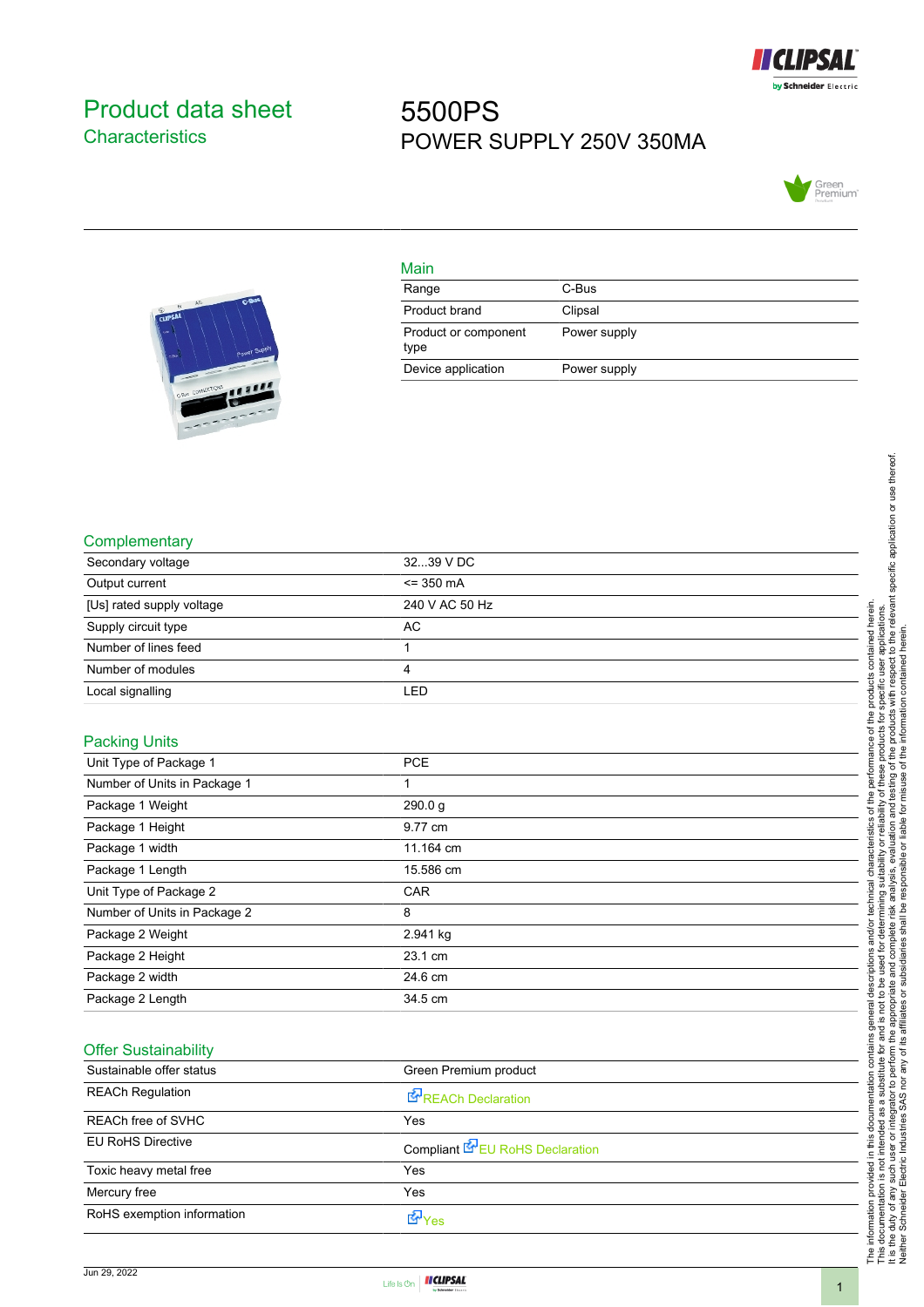# Product data sheet
## Characteristics

# 5500PS
POWER SUPPLY 250V 350MA

## Main

| | |
|---|---|
| Range | C-Bus |
| Product brand | Clipsal |
| Product or component type | Power supply |
| Device application | Power supply |

## Complementary

| | |
|---|---|
| Secondary voltage | 32...39 V DC |
| Output current | <= 350 mA |
| [Us] rated supply voltage | 240 V AC 50 Hz |
| Supply circuit type | AC |
| Number of lines feed | 1 |
| Number of modules | 4 |
| Local signalling | LED |

## Packing Units

| | |
|---|---|
| Unit Type of Package 1 | PCE |
| Number of Units in Package 1 | 1 |
| Package 1 Weight | 290.0 g |
| Package 1 Height | 9.77 cm |
| Package 1 width | 11.164 cm |
| Package 1 Length | 15.586 cm |
| Unit Type of Package 2 | CAR |
| Number of Units in Package 2 | 8 |
| Package 2 Weight | 2.941 kg |
| Package 2 Height | 23.1 cm |
| Package 2 width | 24.6 cm |
| Package 2 Length | 34.5 cm |

## Offer Sustainability

| | |
|---|---|
| Sustainable offer status | Green Premium product |
| REACh Regulation | REACh Declaration |
| REACh free of SVHC | Yes |
| EU RoHS Directive | Compliant EU RoHS Declaration |
| Toxic heavy metal free | Yes |
| Mercury free | Yes |
| RoHS exemption information | Yes |

The information provided in this documentation contains general descriptions and/or technical characteristics of the performance of the products contained herein. This documentation is not intended as a substitute for and is not to be used for determining suitability or reliability of these products for specific user applications. It is the duty of any such user or integrator to perform the appropriate and complete risk analysis, evaluation and testing of the products with respect to the relevant specific application or use thereof. Neither Schneider Electric Industries SAS nor any of its affiliates or subsidiaries shall be responsible or liable for misuse of the information contained herein.

Jun 29, 2022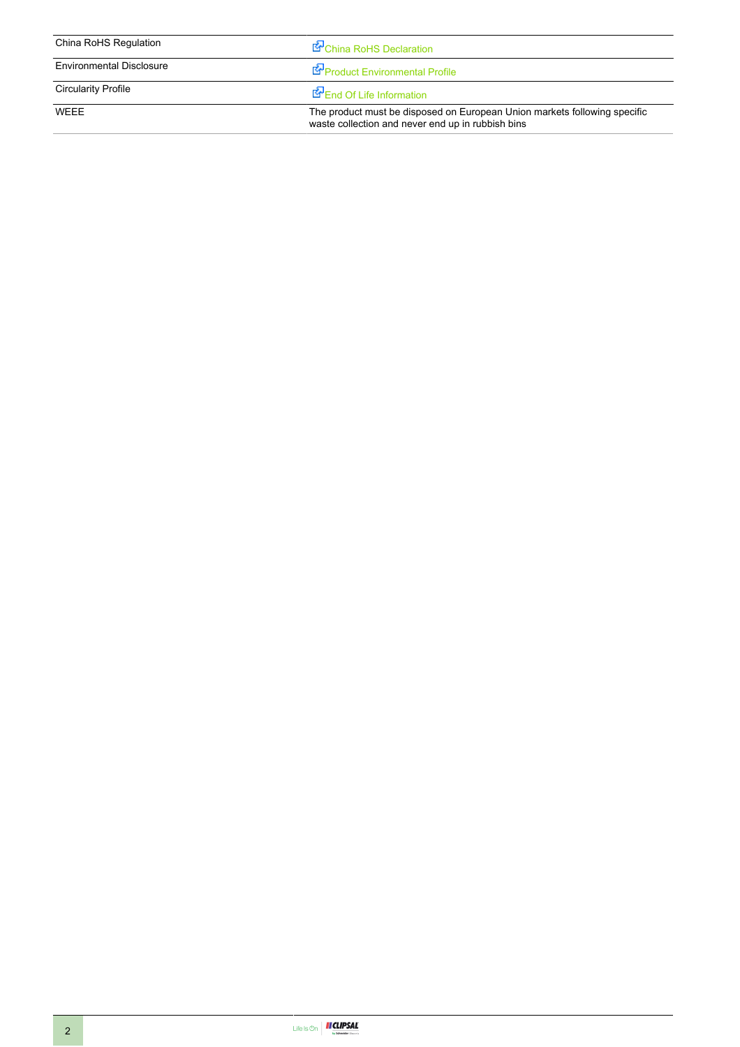| | |
|---|---|
| China RoHS Regulation | China RoHS Declaration |
| Environmental Disclosure | Product Environmental Profile |
| Circularity Profile | End Of Life Information |
| WEEE | The product must be disposed on European Union markets following specific waste collection and never end up in rubbish bins |